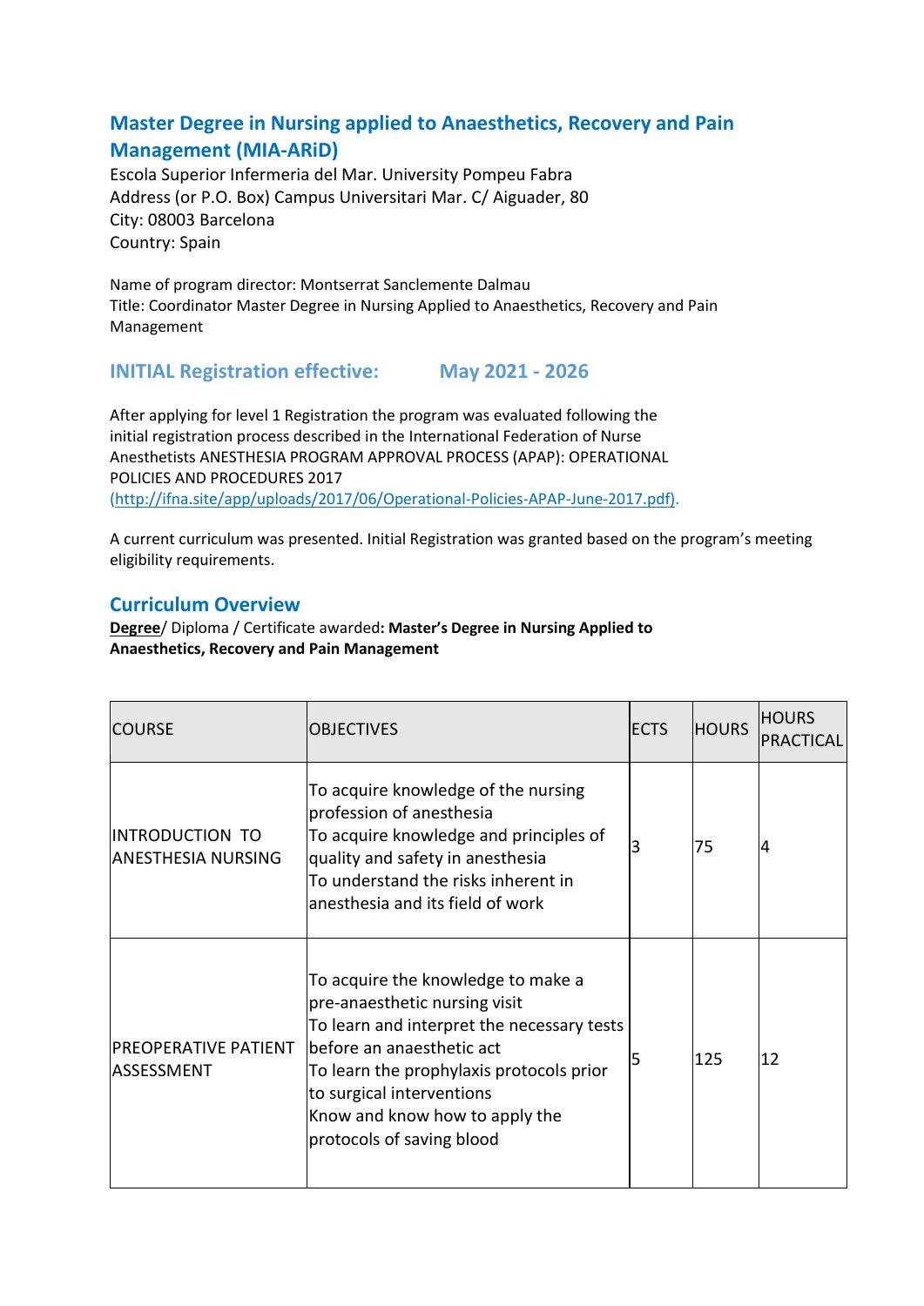## Master Degree in Nursing applied to Anaesthetics, Recovery and Pain Management (MIA-ARiD)

Escola Superior Infermeria del Mar. University Pompeu Fabra
Address (or P.O. Box) Campus Universitari Mar. C/ Aiguader, 80
City: 08003 Barcelona
Country: Spain

Name of program director: Montserrat Sanclemente Dalmau
Title: Coordinator Master Degree in Nursing Applied to Anaesthetics, Recovery and Pain Management

### INITIAL Registration effective: May 2021 - 2026

After applying for level 1 Registration the program was evaluated following the initial registration process described in the International Federation of Nurse Anesthetists ANESTHESIA PROGRAM APPROVAL PROCESS (APAP): OPERATIONAL POLICIES AND PROCEDURES 2017 (http://ifna.site/app/uploads/2017/06/Operational-Policies-APAP-June-2017.pdf).

A current curriculum was presented. Initial Registration was granted based on the program's meeting eligibility requirements.

### Curriculum Overview

**Degree**/ Diploma / Certificate awarded**: Master's Degree in Nursing Applied to Anaesthetics, Recovery and Pain Management**

| COURSE | OBJECTIVES | ECTS | HOURS | HOURS PRACTICAL |
|---|---|---|---|---|
| INTRODUCTION TO ANESTHESIA NURSING | To acquire knowledge of the nursing profession of anesthesia<br>To acquire knowledge and principles of quality and safety in anesthesia<br>To understand the risks inherent in anesthesia and its field of work | 3 | 75 | 4 |
| PREOPERATIVE PATIENT ASSESSMENT | To acquire the knowledge to make a pre-anaesthetic nursing visit<br>To learn and interpret the necessary tests before an anaesthetic act<br>To learn the prophylaxis protocols prior to surgical interventions<br>Know and know how to apply the protocols of saving blood | 5 | 125 | 12 |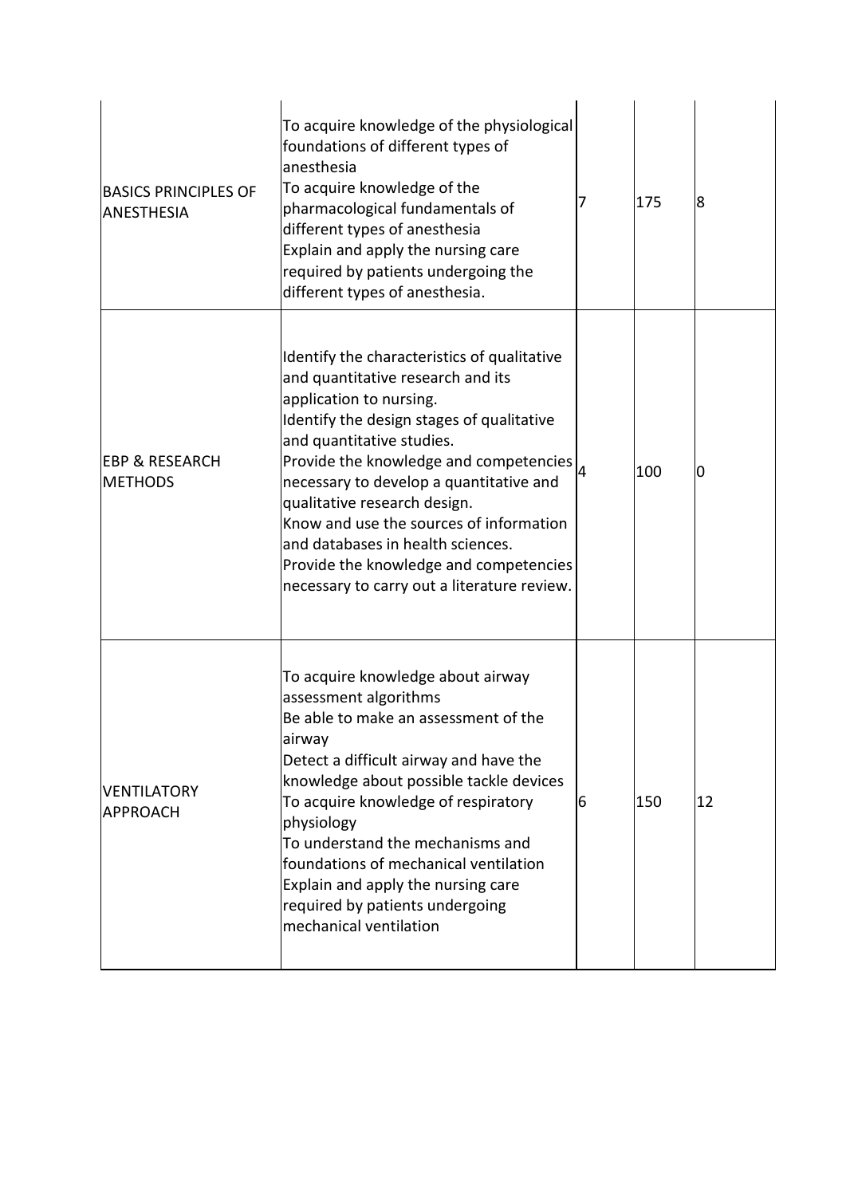| | | | | |
|---|---|---|---|---|
| BASICS PRINCIPLES OF ANESTHESIA | To acquire knowledge of the physiological foundations of different types of anesthesia<br>To acquire knowledge of the pharmacological fundamentals of different types of anesthesia<br>Explain and apply the nursing care required by patients undergoing the different types of anesthesia. | 7 | 175 | 8 |
| EBP & RESEARCH METHODS | Identify the characteristics of qualitative and quantitative research and its application to nursing.<br>Identify the design stages of qualitative and quantitative studies.<br>Provide the knowledge and competencies necessary to develop a quantitative and qualitative research design.<br>Know and use the sources of information and databases in health sciences.<br>Provide the knowledge and competencies necessary to carry out a literature review. | 4 | 100 | 0 |
| VENTILATORY APPROACH | To acquire knowledge about airway assessment algorithms<br>Be able to make an assessment of the airway<br>Detect a difficult airway and have the knowledge about possible tackle devices<br>To acquire knowledge of respiratory physiology<br>To understand the mechanisms and foundations of mechanical ventilation<br>Explain and apply the nursing care required by patients undergoing mechanical ventilation | 6 | 150 | 12 |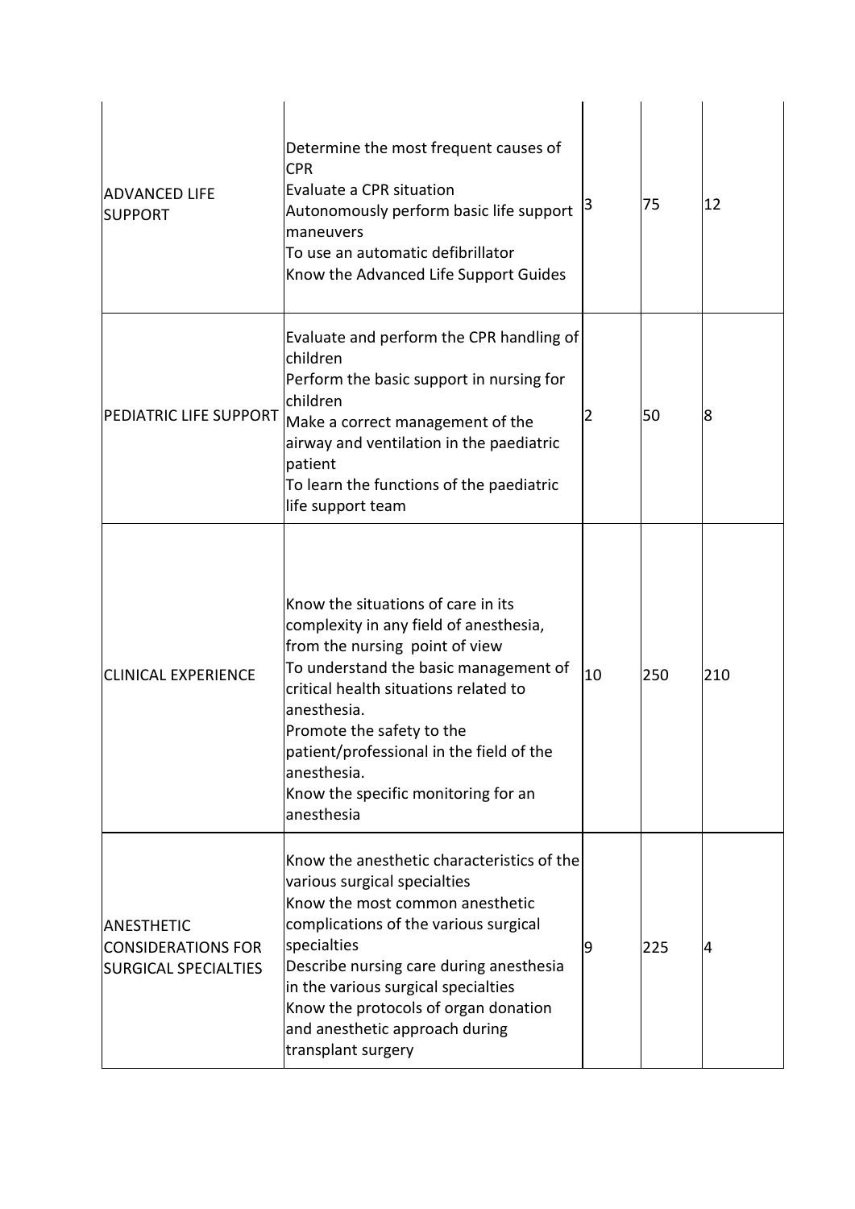| | | | | |
|---|---|---|---|---|
| ADVANCED LIFE SUPPORT | Determine the most frequent causes of CPR<br>Evaluate a CPR situation<br>Autonomously perform basic life support maneuvers<br>To use an automatic defibrillator<br>Know the Advanced Life Support Guides | 3 | 75 | 12 |
| PEDIATRIC LIFE SUPPORT | Evaluate and perform the CPR handling of children<br>Perform the basic support in nursing for children<br>Make a correct management of the airway and ventilation in the paediatric patient<br>To learn the functions of the paediatric life support team | 2 | 50 | 8 |
| CLINICAL EXPERIENCE | Know the situations of care in its complexity in any field of anesthesia, from the nursing point of view<br>To understand the basic management of critical health situations related to anesthesia.<br>Promote the safety to the patient/professional in the field of the anesthesia.<br>Know the specific monitoring for an anesthesia | 10 | 250 | 210 |
| ANESTHETIC CONSIDERATIONS FOR SURGICAL SPECIALTIES | Know the anesthetic characteristics of the various surgical specialties<br>Know the most common anesthetic complications of the various surgical specialties<br>Describe nursing care during anesthesia in the various surgical specialties<br>Know the protocols of organ donation and anesthetic approach during transplant surgery | 9 | 225 | 4 |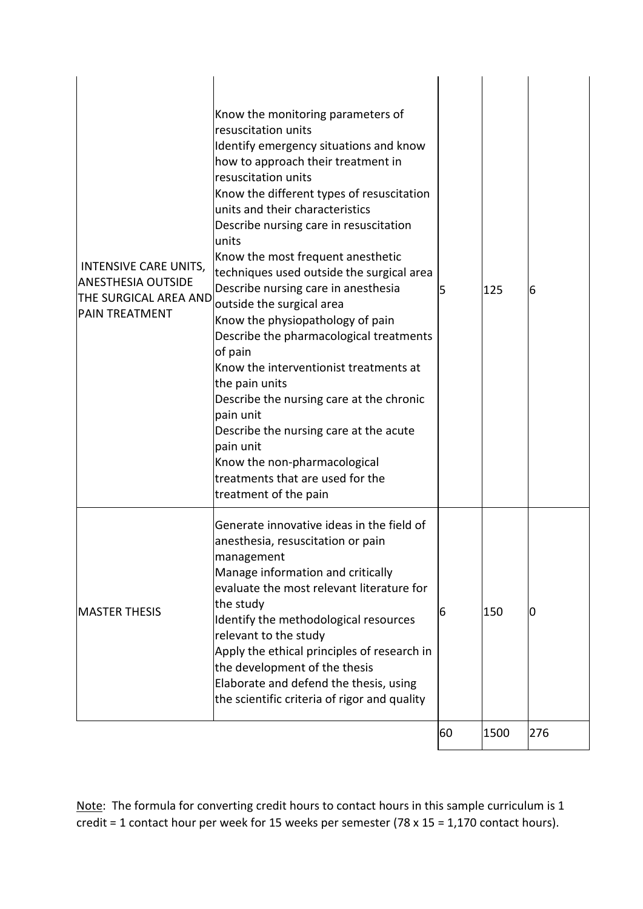| | | | | |
|---|---|---|---|---|
| INTENSIVE CARE UNITS, ANESTHESIA OUTSIDE THE SURGICAL AREA AND PAIN TREATMENT | Know the monitoring parameters of resuscitation units<br>Identify emergency situations and know how to approach their treatment in resuscitation units<br>Know the different types of resuscitation units and their characteristics<br>Describe nursing care in resuscitation units<br>Know the most frequent anesthetic techniques used outside the surgical area<br>Describe nursing care in anesthesia outside the surgical area<br>Know the physiopathology of pain<br>Describe the pharmacological treatments of pain<br>Know the interventionist treatments at the pain units<br>Describe the nursing care at the chronic pain unit<br>Describe the nursing care at the acute pain unit<br>Know the non-pharmacological treatments that are used for the treatment of the pain | 5 | 125 | 6 |
| MASTER THESIS | Generate innovative ideas in the field of anesthesia, resuscitation or pain management<br>Manage information and critically evaluate the most relevant literature for the study<br>Identify the methodological resources relevant to the study<br>Apply the ethical principles of research in the development of the thesis<br>Elaborate and defend the thesis, using the scientific criteria of rigor and quality | 6 | 150 | 0 |
| | | 60 | 1500 | 276 |

Note: The formula for converting credit hours to contact hours in this sample curriculum is 1 credit = 1 contact hour per week for 15 weeks per semester (78 x 15 = 1,170 contact hours).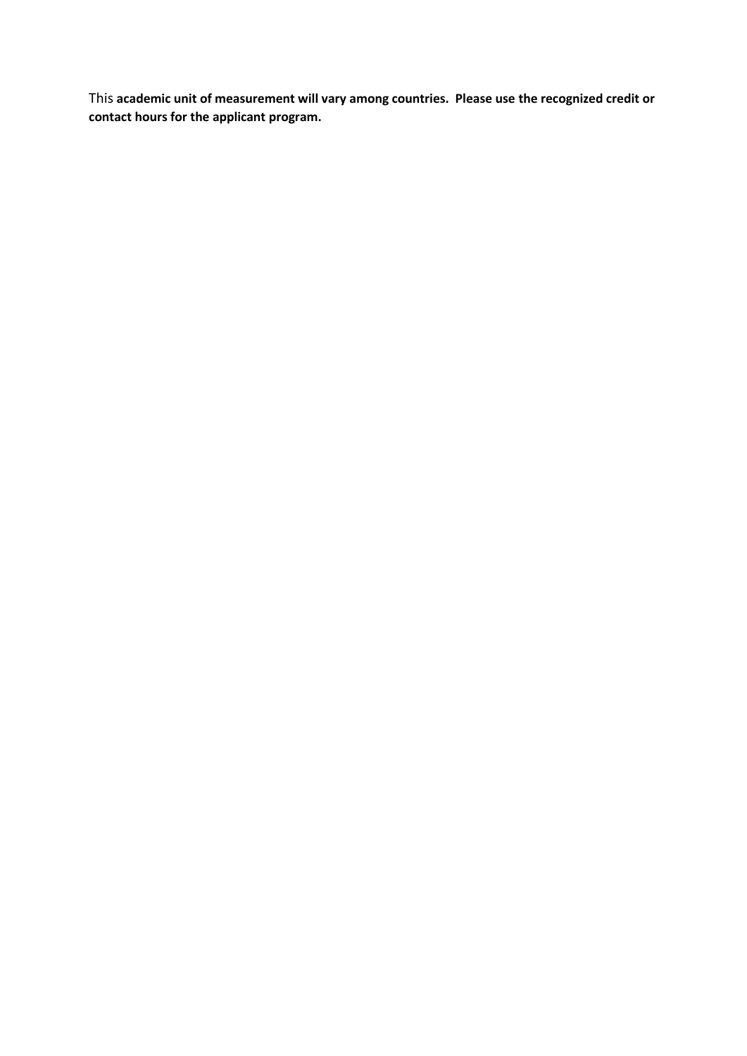This **academic unit of measurement will vary among countries. Please use the recognized credit or contact hours for the applicant program.**